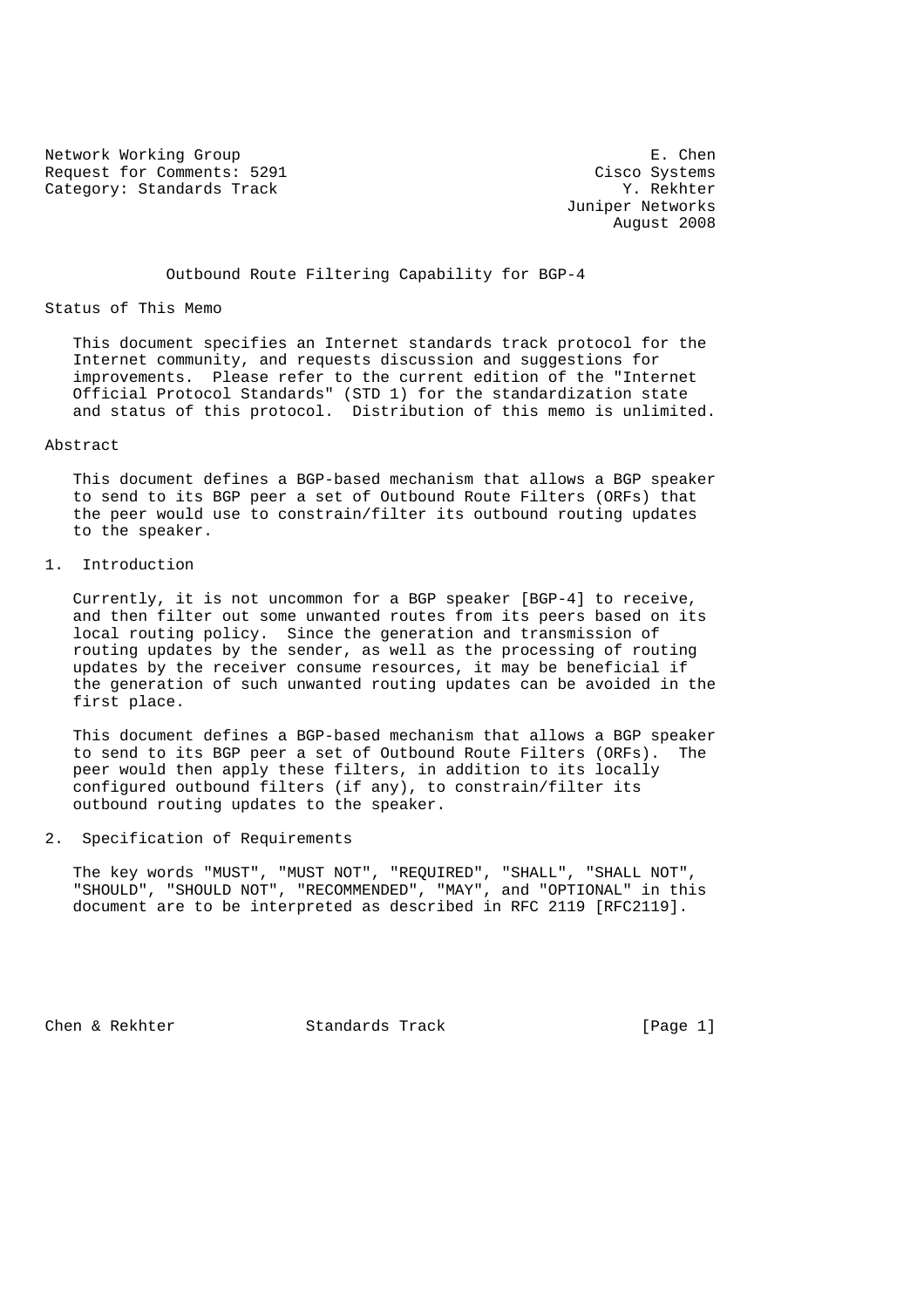Network Working Group E. Chen
Request for Comments: 5291 Cisco Systems
Category: Standards Track Y. Rekhter
Juniper Networks
August 2008

# Outbound Route Filtering Capability for BGP-4

## Status of This Memo

This document specifies an Internet standards track protocol for the Internet community, and requests discussion and suggestions for improvements. Please refer to the current edition of the "Internet Official Protocol Standards" (STD 1) for the standardization state and status of this protocol. Distribution of this memo is unlimited.

## Abstract

This document defines a BGP-based mechanism that allows a BGP speaker to send to its BGP peer a set of Outbound Route Filters (ORFs) that the peer would use to constrain/filter its outbound routing updates to the speaker.

## 1. Introduction

Currently, it is not uncommon for a BGP speaker [BGP-4] to receive, and then filter out some unwanted routes from its peers based on its local routing policy. Since the generation and transmission of routing updates by the sender, as well as the processing of routing updates by the receiver consume resources, it may be beneficial if the generation of such unwanted routing updates can be avoided in the first place.

This document defines a BGP-based mechanism that allows a BGP speaker to send to its BGP peer a set of Outbound Route Filters (ORFs). The peer would then apply these filters, in addition to its locally configured outbound filters (if any), to constrain/filter its outbound routing updates to the speaker.

## 2. Specification of Requirements

The key words "MUST", "MUST NOT", "REQUIRED", "SHALL", "SHALL NOT", "SHOULD", "SHOULD NOT", "RECOMMENDED", "MAY", and "OPTIONAL" in this document are to be interpreted as described in RFC 2119 [RFC2119].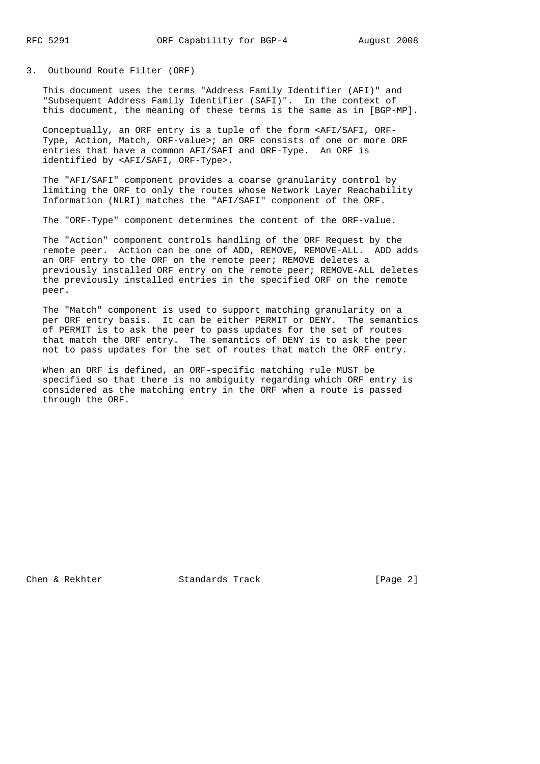## 3. Outbound Route Filter (ORF)

This document uses the terms "Address Family Identifier (AFI)" and "Subsequent Address Family Identifier (SAFI)". In the context of this document, the meaning of these terms is the same as in [BGP-MP].

Conceptually, an ORF entry is a tuple of the form <AFI/SAFI, ORF-Type, Action, Match, ORF-value>; an ORF consists of one or more ORF entries that have a common AFI/SAFI and ORF-Type. An ORF is identified by <AFI/SAFI, ORF-Type>.

The "AFI/SAFI" component provides a coarse granularity control by limiting the ORF to only the routes whose Network Layer Reachability Information (NLRI) matches the "AFI/SAFI" component of the ORF.

The "ORF-Type" component determines the content of the ORF-value.

The "Action" component controls handling of the ORF Request by the remote peer. Action can be one of ADD, REMOVE, REMOVE-ALL. ADD adds an ORF entry to the ORF on the remote peer; REMOVE deletes a previously installed ORF entry on the remote peer; REMOVE-ALL deletes the previously installed entries in the specified ORF on the remote peer.

The "Match" component is used to support matching granularity on a per ORF entry basis. It can be either PERMIT or DENY. The semantics of PERMIT is to ask the peer to pass updates for the set of routes that match the ORF entry. The semantics of DENY is to ask the peer not to pass updates for the set of routes that match the ORF entry.

When an ORF is defined, an ORF-specific matching rule MUST be specified so that there is no ambiguity regarding which ORF entry is considered as the matching entry in the ORF when a route is passed through the ORF.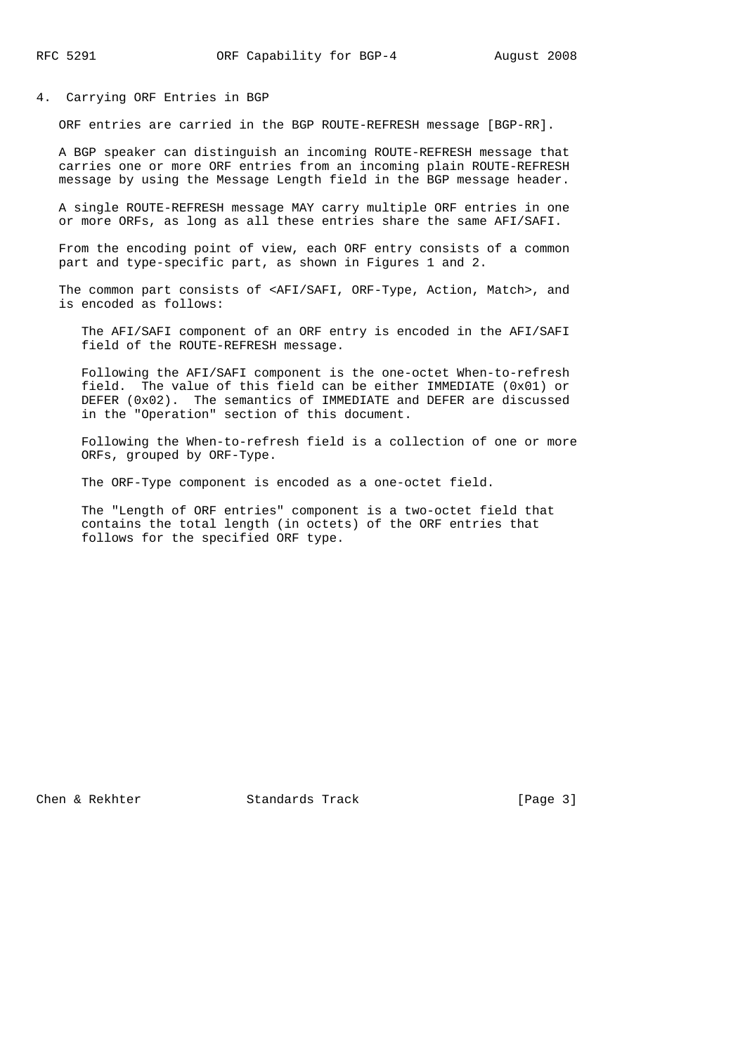## 4. Carrying ORF Entries in BGP

ORF entries are carried in the BGP ROUTE-REFRESH message [BGP-RR].

A BGP speaker can distinguish an incoming ROUTE-REFRESH message that carries one or more ORF entries from an incoming plain ROUTE-REFRESH message by using the Message Length field in the BGP message header.

A single ROUTE-REFRESH message MAY carry multiple ORF entries in one or more ORFs, as long as all these entries share the same AFI/SAFI.

From the encoding point of view, each ORF entry consists of a common part and type-specific part, as shown in Figures 1 and 2.

The common part consists of <AFI/SAFI, ORF-Type, Action, Match>, and is encoded as follows:

> The AFI/SAFI component of an ORF entry is encoded in the AFI/SAFI field of the ROUTE-REFRESH message.
>
> Following the AFI/SAFI component is the one-octet When-to-refresh field. The value of this field can be either IMMEDIATE (0x01) or DEFER (0x02). The semantics of IMMEDIATE and DEFER are discussed in the "Operation" section of this document.
>
> Following the When-to-refresh field is a collection of one or more ORFs, grouped by ORF-Type.
>
> The ORF-Type component is encoded as a one-octet field.
>
> The "Length of ORF entries" component is a two-octet field that contains the total length (in octets) of the ORF entries that follows for the specified ORF type.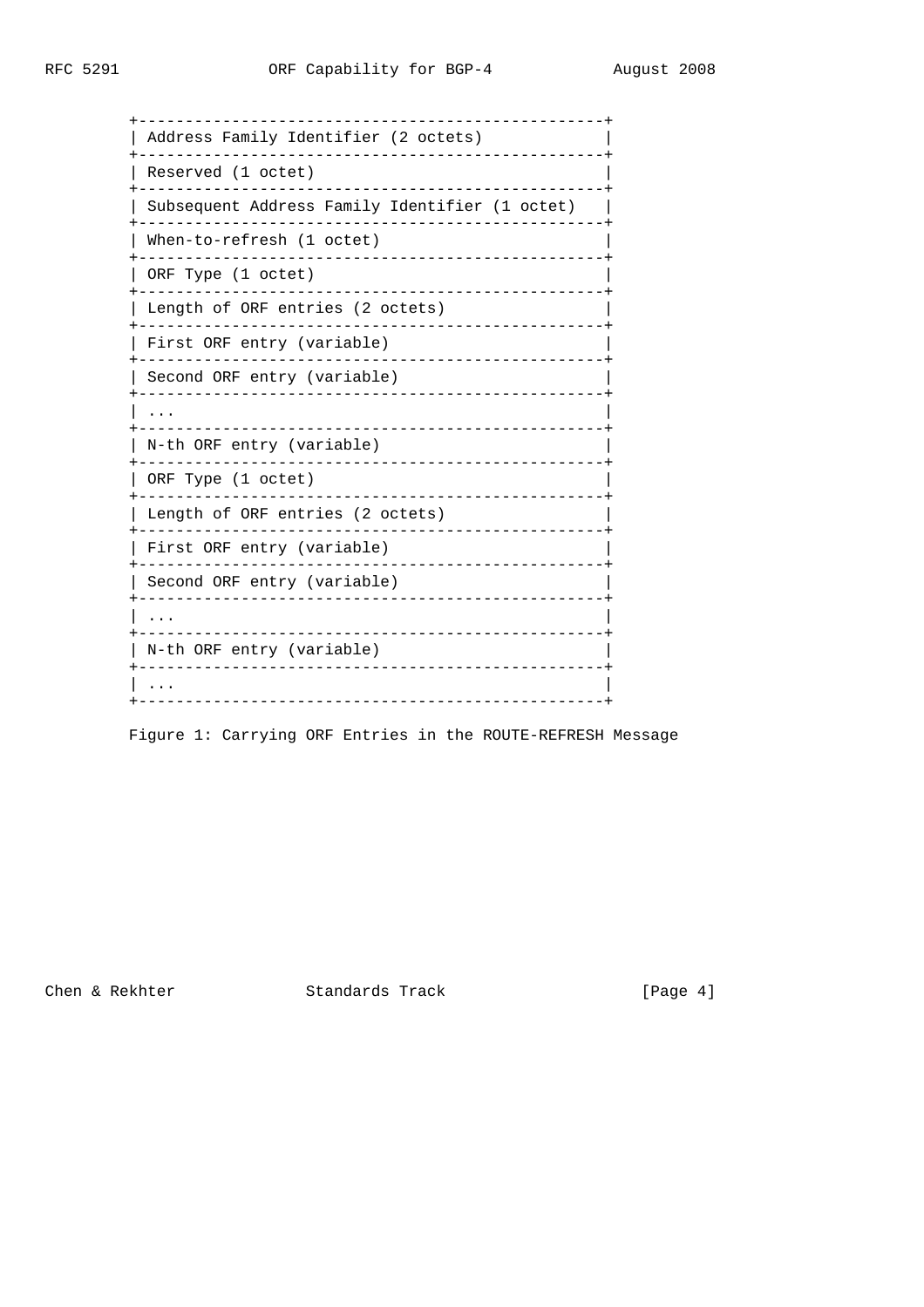```
+--------------------------------------------------+
| Address Family Identifier (2 octets)             |
+--------------------------------------------------+
| Reserved (1 octet)                               |
+--------------------------------------------------+
| Subsequent Address Family Identifier (1 octet)   |
+--------------------------------------------------+
| When-to-refresh (1 octet)                        |
+--------------------------------------------------+
| ORF Type (1 octet)                               |
+--------------------------------------------------+
| Length of ORF entries (2 octets)                 |
+--------------------------------------------------+
| First ORF entry (variable)                       |
+--------------------------------------------------+
| Second ORF entry (variable)                      |
+--------------------------------------------------+
| ...                                              |
+--------------------------------------------------+
| N-th ORF entry (variable)                        |
+--------------------------------------------------+
| ORF Type (1 octet)                               |
+--------------------------------------------------+
| Length of ORF entries (2 octets)                 |
+--------------------------------------------------+
| First ORF entry (variable)                       |
+--------------------------------------------------+
| Second ORF entry (variable)                      |
+--------------------------------------------------+
| ...                                              |
+--------------------------------------------------+
| N-th ORF entry (variable)                        |
+--------------------------------------------------+
| ...                                              |
+--------------------------------------------------+
```

Figure 1: Carrying ORF Entries in the ROUTE-REFRESH Message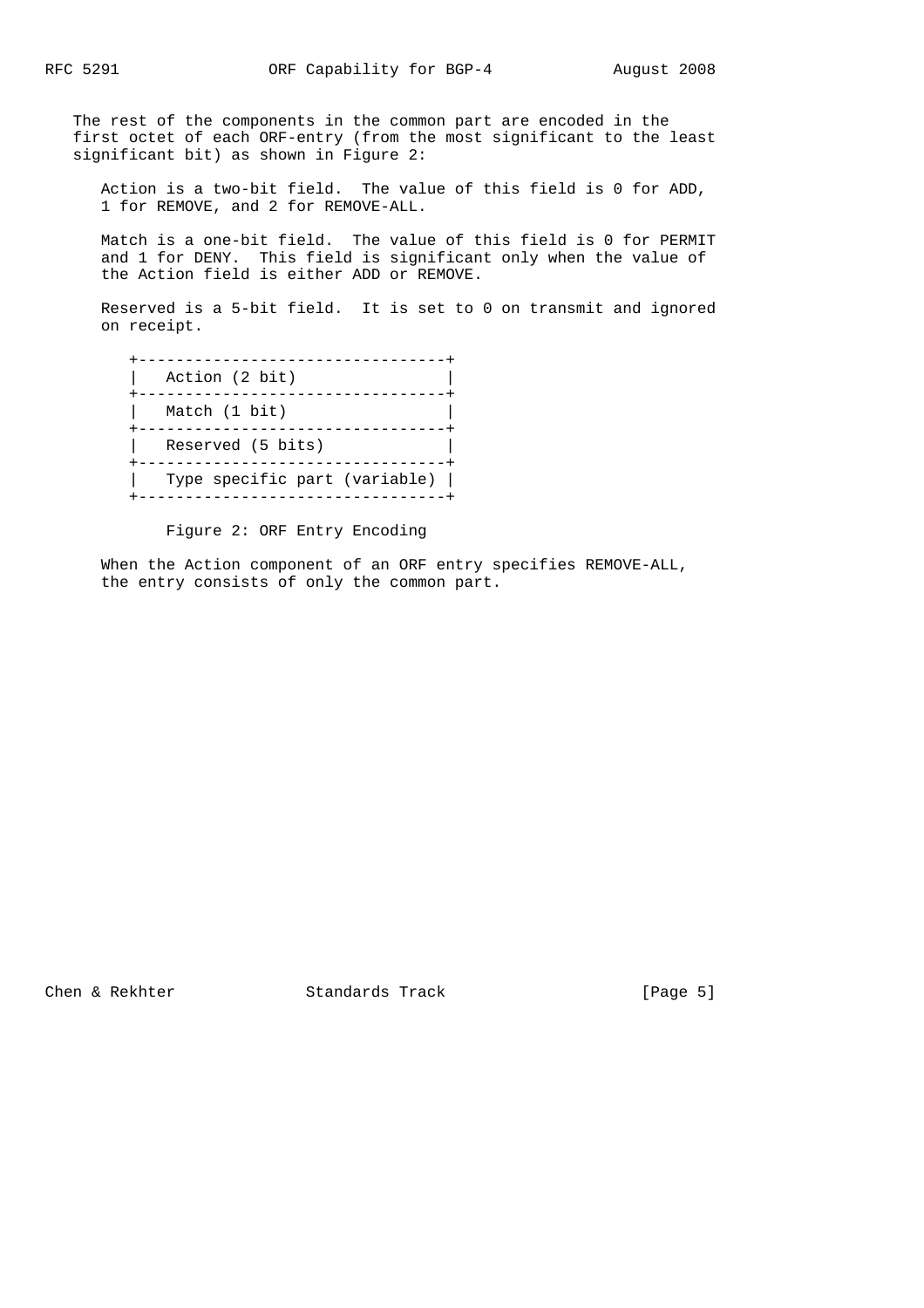The rest of the components in the common part are encoded in the first octet of each ORF-entry (from the most significant to the least significant bit) as shown in Figure 2:

Action is a two-bit field. The value of this field is 0 for ADD, 1 for REMOVE, and 2 for REMOVE-ALL.

Match is a one-bit field. The value of this field is 0 for PERMIT and 1 for DENY. This field is significant only when the value of the Action field is either ADD or REMOVE.

Reserved is a 5-bit field. It is set to 0 on transmit and ignored on receipt.

```
+---------------------------------+
|   Action (2 bit)                |
+---------------------------------+
|   Match (1 bit)                 |
+---------------------------------+
|   Reserved (5 bits)             |
+---------------------------------+
|   Type specific part (variable) |
+---------------------------------+
```

Figure 2: ORF Entry Encoding

When the Action component of an ORF entry specifies REMOVE-ALL, the entry consists of only the common part.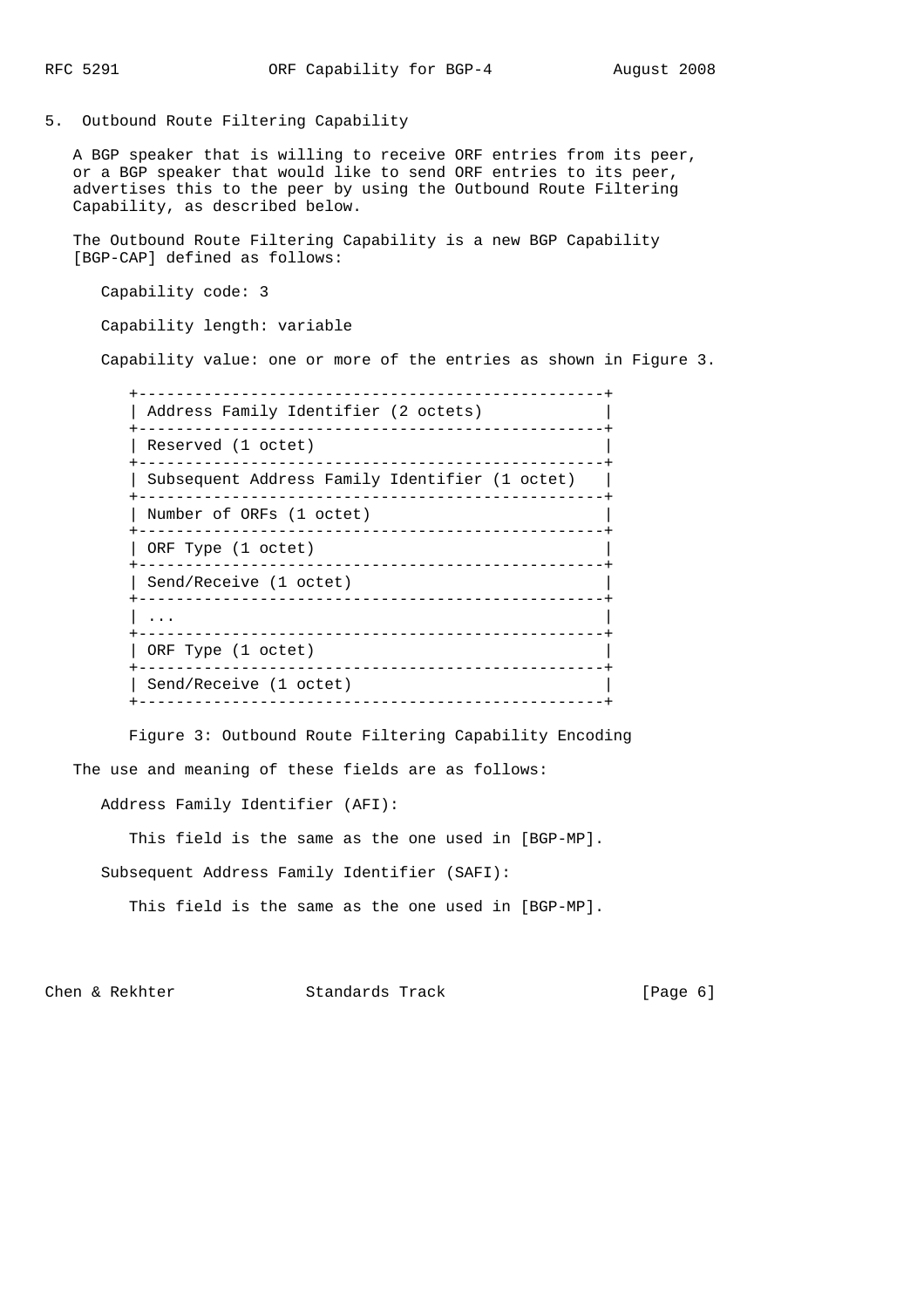## 5. Outbound Route Filtering Capability

A BGP speaker that is willing to receive ORF entries from its peer, or a BGP speaker that would like to send ORF entries to its peer, advertises this to the peer by using the Outbound Route Filtering Capability, as described below.

The Outbound Route Filtering Capability is a new BGP Capability [BGP-CAP] defined as follows:

Capability code: 3

Capability length: variable

Capability value: one or more of the entries as shown in Figure 3.

```
+--------------------------------------------------+
| Address Family Identifier (2 octets)             |
+--------------------------------------------------+
| Reserved (1 octet)                               |
+--------------------------------------------------+
| Subsequent Address Family Identifier (1 octet)   |
+--------------------------------------------------+
| Number of ORFs (1 octet)                         |
+--------------------------------------------------+
| ORF Type (1 octet)                               |
+--------------------------------------------------+
| Send/Receive (1 octet)                           |
+--------------------------------------------------+
| ...                                              |
+--------------------------------------------------+
| ORF Type (1 octet)                               |
+--------------------------------------------------+
| Send/Receive (1 octet)                           |
+--------------------------------------------------+
```

Figure 3: Outbound Route Filtering Capability Encoding

The use and meaning of these fields are as follows:

Address Family Identifier (AFI):

This field is the same as the one used in [BGP-MP].

Subsequent Address Family Identifier (SAFI):

This field is the same as the one used in [BGP-MP].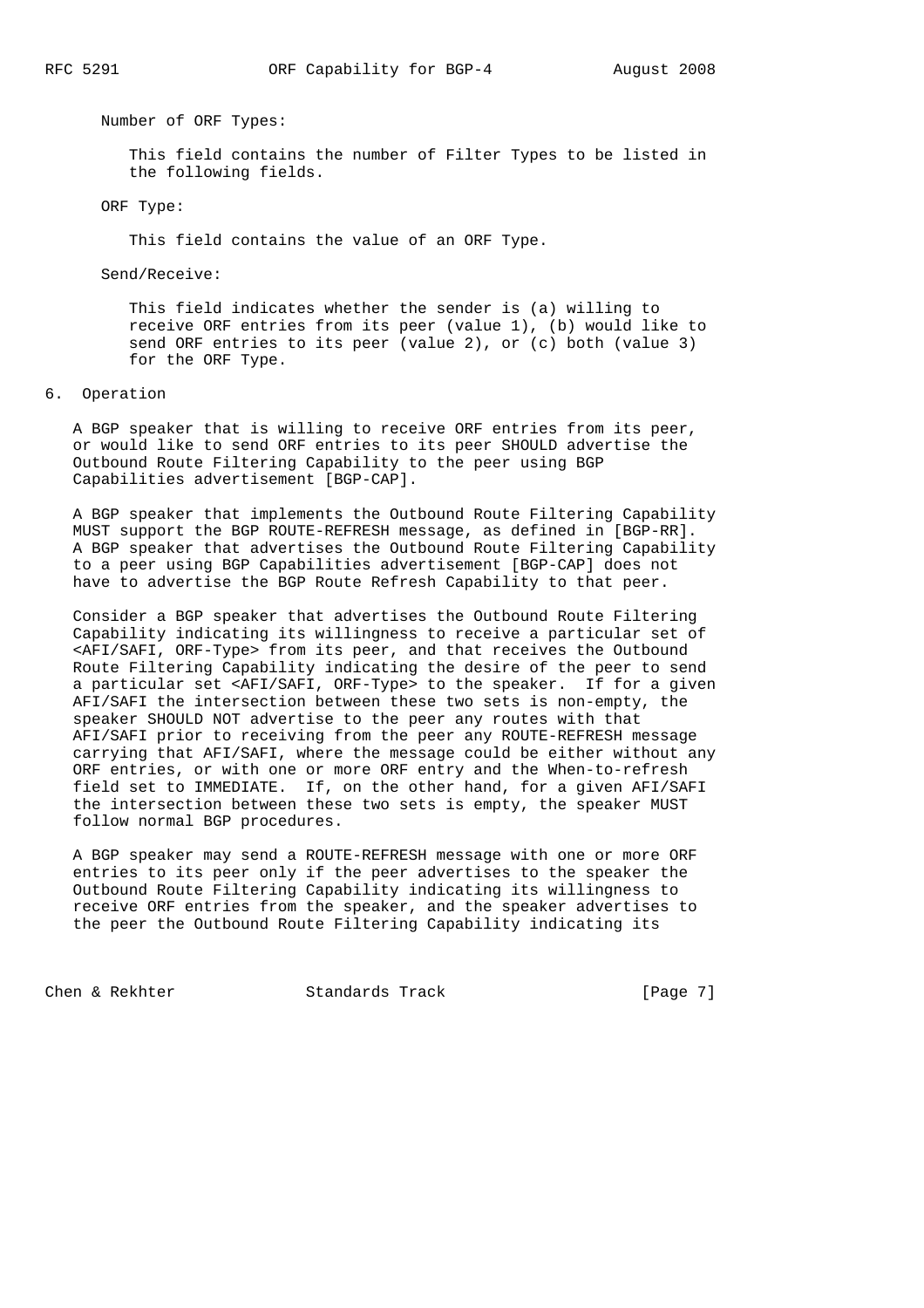Number of ORF Types:

This field contains the number of Filter Types to be listed in the following fields.

ORF Type:

This field contains the value of an ORF Type.

Send/Receive:

This field indicates whether the sender is (a) willing to receive ORF entries from its peer (value 1), (b) would like to send ORF entries to its peer (value 2), or (c) both (value 3) for the ORF Type.

## 6. Operation

A BGP speaker that is willing to receive ORF entries from its peer, or would like to send ORF entries to its peer SHOULD advertise the Outbound Route Filtering Capability to the peer using BGP Capabilities advertisement [BGP-CAP].

A BGP speaker that implements the Outbound Route Filtering Capability MUST support the BGP ROUTE-REFRESH message, as defined in [BGP-RR]. A BGP speaker that advertises the Outbound Route Filtering Capability to a peer using BGP Capabilities advertisement [BGP-CAP] does not have to advertise the BGP Route Refresh Capability to that peer.

Consider a BGP speaker that advertises the Outbound Route Filtering Capability indicating its willingness to receive a particular set of <AFI/SAFI, ORF-Type> from its peer, and that receives the Outbound Route Filtering Capability indicating the desire of the peer to send a particular set <AFI/SAFI, ORF-Type> to the speaker. If for a given AFI/SAFI the intersection between these two sets is non-empty, the speaker SHOULD NOT advertise to the peer any routes with that AFI/SAFI prior to receiving from the peer any ROUTE-REFRESH message carrying that AFI/SAFI, where the message could be either without any ORF entries, or with one or more ORF entry and the When-to-refresh field set to IMMEDIATE. If, on the other hand, for a given AFI/SAFI the intersection between these two sets is empty, the speaker MUST follow normal BGP procedures.

A BGP speaker may send a ROUTE-REFRESH message with one or more ORF entries to its peer only if the peer advertises to the speaker the Outbound Route Filtering Capability indicating its willingness to receive ORF entries from the speaker, and the speaker advertises to the peer the Outbound Route Filtering Capability indicating its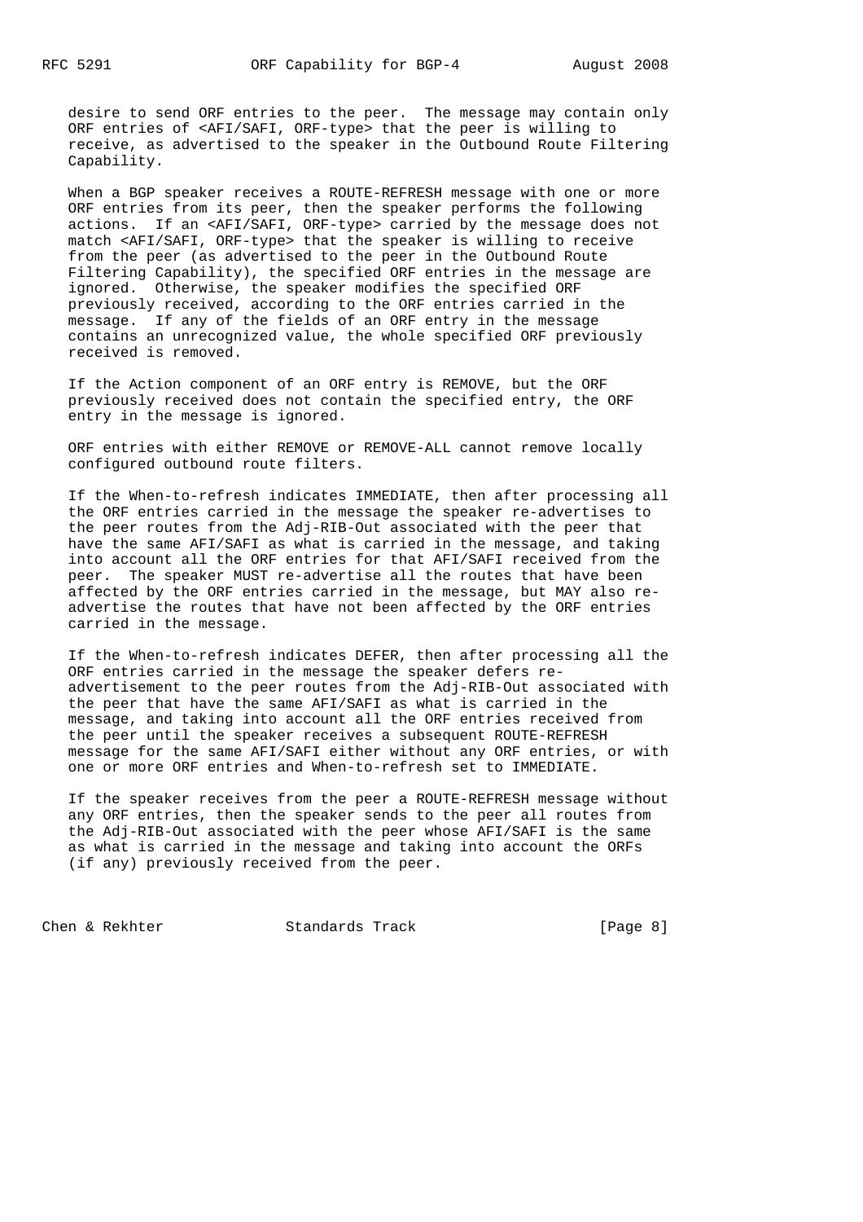desire to send ORF entries to the peer. The message may contain only ORF entries of <AFI/SAFI, ORF-type> that the peer is willing to receive, as advertised to the speaker in the Outbound Route Filtering Capability.

When a BGP speaker receives a ROUTE-REFRESH message with one or more ORF entries from its peer, then the speaker performs the following actions. If an <AFI/SAFI, ORF-type> carried by the message does not match <AFI/SAFI, ORF-type> that the speaker is willing to receive from the peer (as advertised to the peer in the Outbound Route Filtering Capability), the specified ORF entries in the message are ignored. Otherwise, the speaker modifies the specified ORF previously received, according to the ORF entries carried in the message. If any of the fields of an ORF entry in the message contains an unrecognized value, the whole specified ORF previously received is removed.

If the Action component of an ORF entry is REMOVE, but the ORF previously received does not contain the specified entry, the ORF entry in the message is ignored.

ORF entries with either REMOVE or REMOVE-ALL cannot remove locally configured outbound route filters.

If the When-to-refresh indicates IMMEDIATE, then after processing all the ORF entries carried in the message the speaker re-advertises to the peer routes from the Adj-RIB-Out associated with the peer that have the same AFI/SAFI as what is carried in the message, and taking into account all the ORF entries for that AFI/SAFI received from the peer. The speaker MUST re-advertise all the routes that have been affected by the ORF entries carried in the message, but MAY also re-advertise the routes that have not been affected by the ORF entries carried in the message.

If the When-to-refresh indicates DEFER, then after processing all the ORF entries carried in the message the speaker defers re-advertisement to the peer routes from the Adj-RIB-Out associated with the peer that have the same AFI/SAFI as what is carried in the message, and taking into account all the ORF entries received from the peer until the speaker receives a subsequent ROUTE-REFRESH message for the same AFI/SAFI either without any ORF entries, or with one or more ORF entries and When-to-refresh set to IMMEDIATE.

If the speaker receives from the peer a ROUTE-REFRESH message without any ORF entries, then the speaker sends to the peer all routes from the Adj-RIB-Out associated with the peer whose AFI/SAFI is the same as what is carried in the message and taking into account the ORFs (if any) previously received from the peer.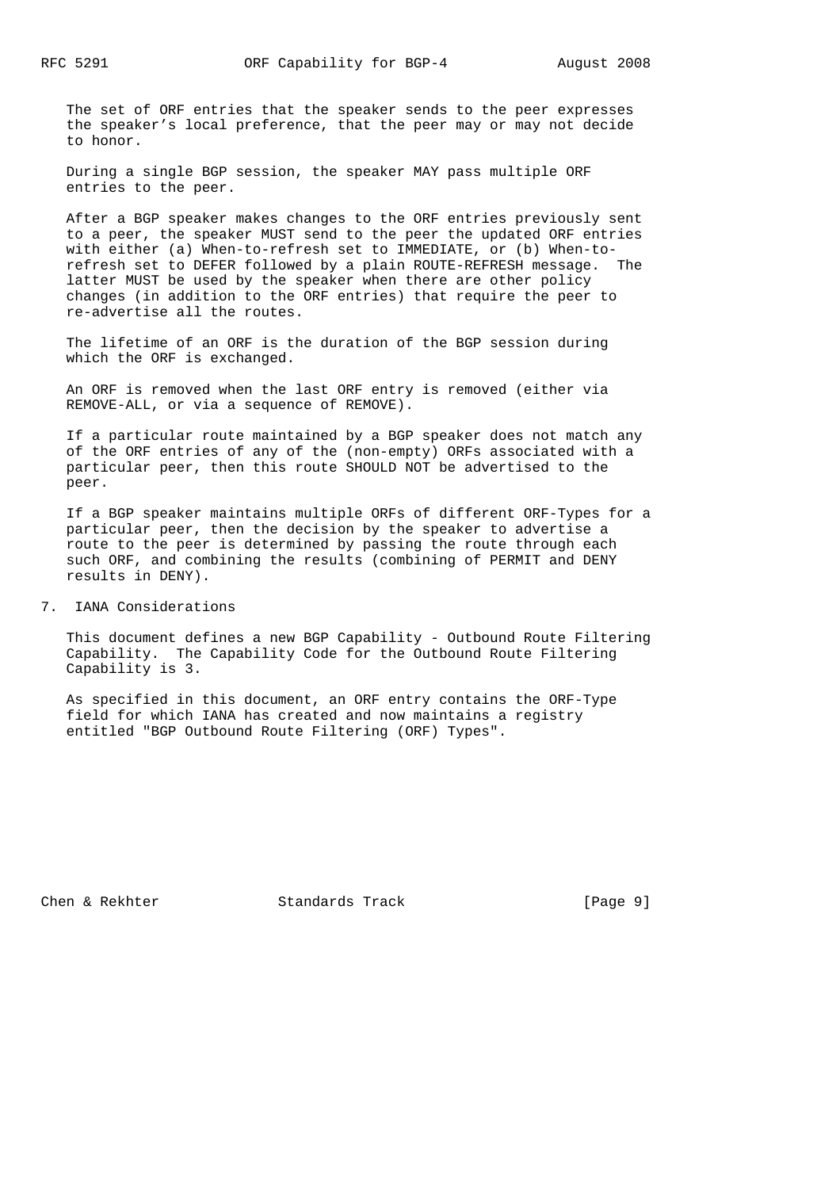The set of ORF entries that the speaker sends to the peer expresses the speaker's local preference, that the peer may or may not decide to honor.

During a single BGP session, the speaker MAY pass multiple ORF entries to the peer.

After a BGP speaker makes changes to the ORF entries previously sent to a peer, the speaker MUST send to the peer the updated ORF entries with either (a) When-to-refresh set to IMMEDIATE, or (b) When-to-refresh set to DEFER followed by a plain ROUTE-REFRESH message. The latter MUST be used by the speaker when there are other policy changes (in addition to the ORF entries) that require the peer to re-advertise all the routes.

The lifetime of an ORF is the duration of the BGP session during which the ORF is exchanged.

An ORF is removed when the last ORF entry is removed (either via REMOVE-ALL, or via a sequence of REMOVE).

If a particular route maintained by a BGP speaker does not match any of the ORF entries of any of the (non-empty) ORFs associated with a particular peer, then this route SHOULD NOT be advertised to the peer.

If a BGP speaker maintains multiple ORFs of different ORF-Types for a particular peer, then the decision by the speaker to advertise a route to the peer is determined by passing the route through each such ORF, and combining the results (combining of PERMIT and DENY results in DENY).

## 7. IANA Considerations

This document defines a new BGP Capability - Outbound Route Filtering Capability. The Capability Code for the Outbound Route Filtering Capability is 3.

As specified in this document, an ORF entry contains the ORF-Type field for which IANA has created and now maintains a registry entitled "BGP Outbound Route Filtering (ORF) Types".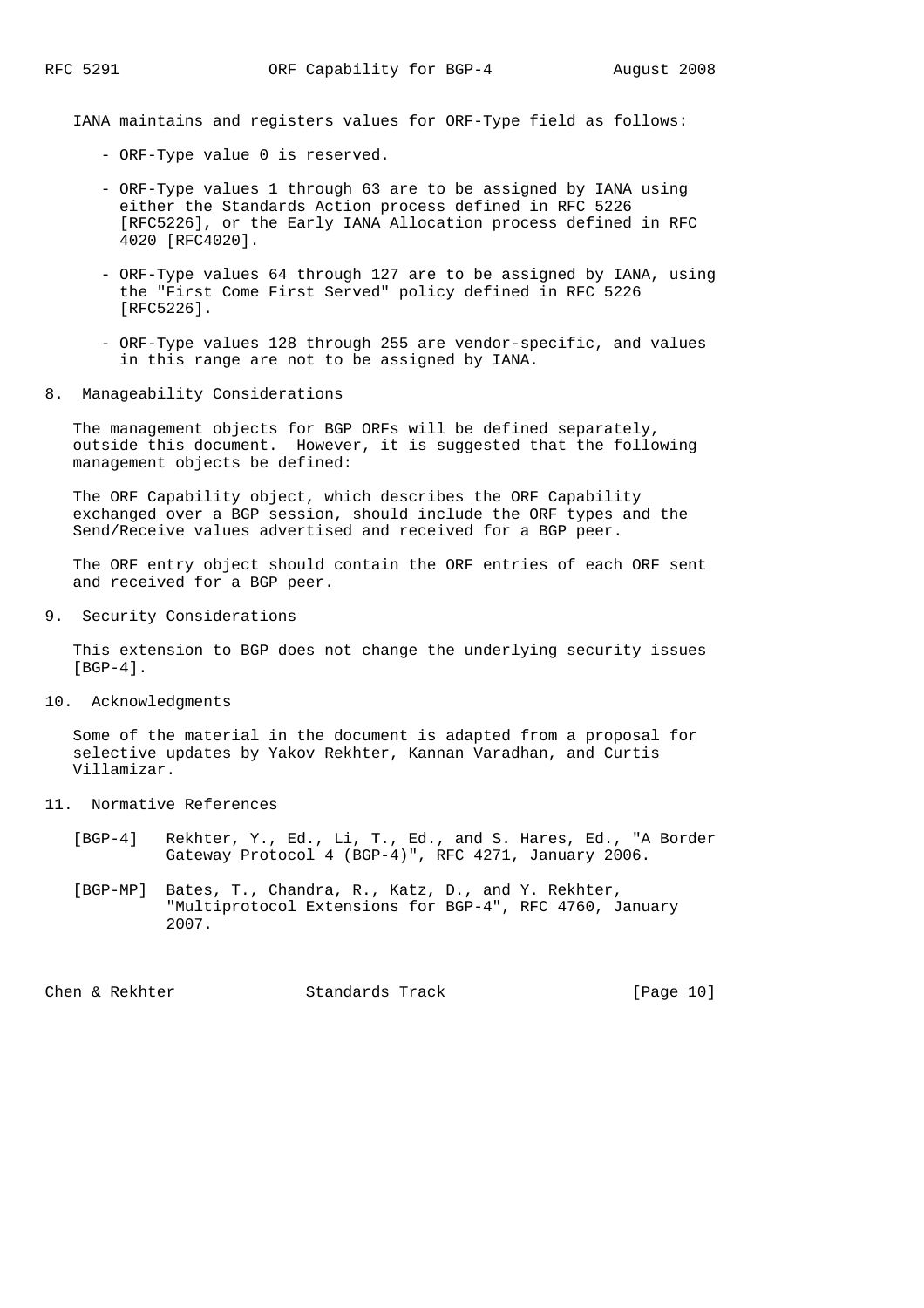IANA maintains and registers values for ORF-Type field as follows:

- ORF-Type value 0 is reserved.
- ORF-Type values 1 through 63 are to be assigned by IANA using either the Standards Action process defined in RFC 5226 [RFC5226], or the Early IANA Allocation process defined in RFC 4020 [RFC4020].
- ORF-Type values 64 through 127 are to be assigned by IANA, using the "First Come First Served" policy defined in RFC 5226 [RFC5226].
- ORF-Type values 128 through 255 are vendor-specific, and values in this range are not to be assigned by IANA.

## 8. Manageability Considerations

The management objects for BGP ORFs will be defined separately, outside this document. However, it is suggested that the following management objects be defined:

The ORF Capability object, which describes the ORF Capability exchanged over a BGP session, should include the ORF types and the Send/Receive values advertised and received for a BGP peer.

The ORF entry object should contain the ORF entries of each ORF sent and received for a BGP peer.

## 9. Security Considerations

This extension to BGP does not change the underlying security issues [BGP-4].

## 10. Acknowledgments

Some of the material in the document is adapted from a proposal for selective updates by Yakov Rekhter, Kannan Varadhan, and Curtis Villamizar.

## 11. Normative References

[BGP-4] Rekhter, Y., Ed., Li, T., Ed., and S. Hares, Ed., "A Border Gateway Protocol 4 (BGP-4)", RFC 4271, January 2006.

[BGP-MP] Bates, T., Chandra, R., Katz, D., and Y. Rekhter, "Multiprotocol Extensions for BGP-4", RFC 4760, January 2007.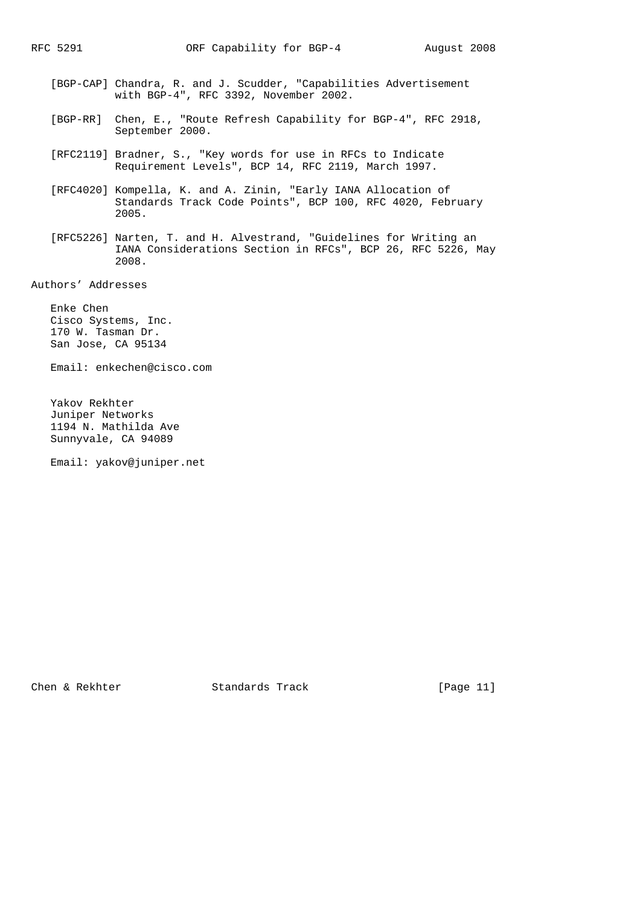[BGP-CAP] Chandra, R. and J. Scudder, "Capabilities Advertisement with BGP-4", RFC 3392, November 2002.

[BGP-RR] Chen, E., "Route Refresh Capability for BGP-4", RFC 2918, September 2000.

[RFC2119] Bradner, S., "Key words for use in RFCs to Indicate Requirement Levels", BCP 14, RFC 2119, March 1997.

[RFC4020] Kompella, K. and A. Zinin, "Early IANA Allocation of Standards Track Code Points", BCP 100, RFC 4020, February 2005.

[RFC5226] Narten, T. and H. Alvestrand, "Guidelines for Writing an IANA Considerations Section in RFCs", BCP 26, RFC 5226, May 2008.

## Authors' Addresses

Enke Chen
Cisco Systems, Inc.
170 W. Tasman Dr.
San Jose, CA 95134

Email: enkechen@cisco.com

Yakov Rekhter
Juniper Networks
1194 N. Mathilda Ave
Sunnyvale, CA 94089

Email: yakov@juniper.net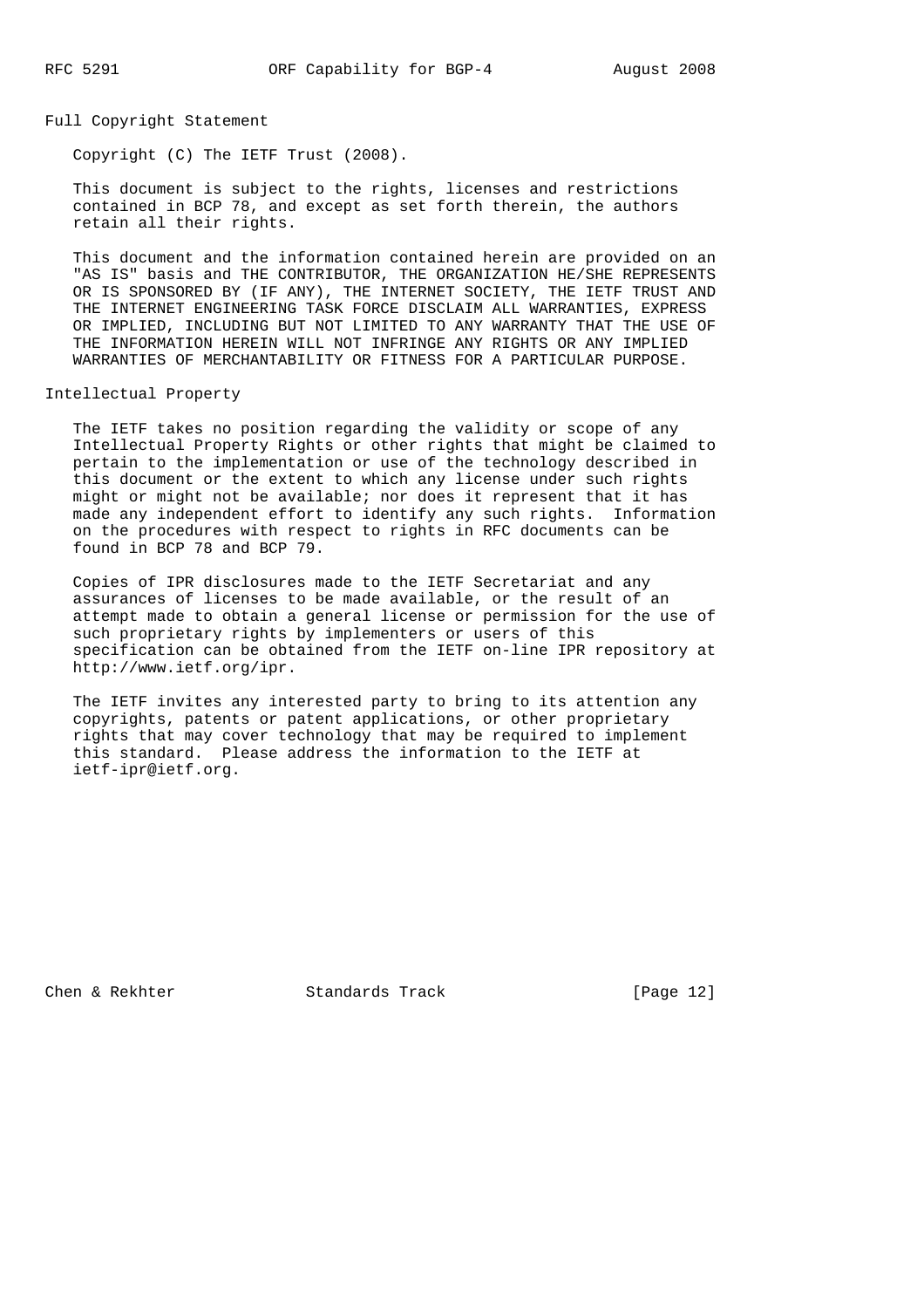## Full Copyright Statement

Copyright (C) The IETF Trust (2008).

This document is subject to the rights, licenses and restrictions contained in BCP 78, and except as set forth therein, the authors retain all their rights.

This document and the information contained herein are provided on an "AS IS" basis and THE CONTRIBUTOR, THE ORGANIZATION HE/SHE REPRESENTS OR IS SPONSORED BY (IF ANY), THE INTERNET SOCIETY, THE IETF TRUST AND THE INTERNET ENGINEERING TASK FORCE DISCLAIM ALL WARRANTIES, EXPRESS OR IMPLIED, INCLUDING BUT NOT LIMITED TO ANY WARRANTY THAT THE USE OF THE INFORMATION HEREIN WILL NOT INFRINGE ANY RIGHTS OR ANY IMPLIED WARRANTIES OF MERCHANTABILITY OR FITNESS FOR A PARTICULAR PURPOSE.

## Intellectual Property

The IETF takes no position regarding the validity or scope of any Intellectual Property Rights or other rights that might be claimed to pertain to the implementation or use of the technology described in this document or the extent to which any license under such rights might or might not be available; nor does it represent that it has made any independent effort to identify any such rights. Information on the procedures with respect to rights in RFC documents can be found in BCP 78 and BCP 79.

Copies of IPR disclosures made to the IETF Secretariat and any assurances of licenses to be made available, or the result of an attempt made to obtain a general license or permission for the use of such proprietary rights by implementers or users of this specification can be obtained from the IETF on-line IPR repository at http://www.ietf.org/ipr.

The IETF invites any interested party to bring to its attention any copyrights, patents or patent applications, or other proprietary rights that may cover technology that may be required to implement this standard. Please address the information to the IETF at ietf-ipr@ietf.org.